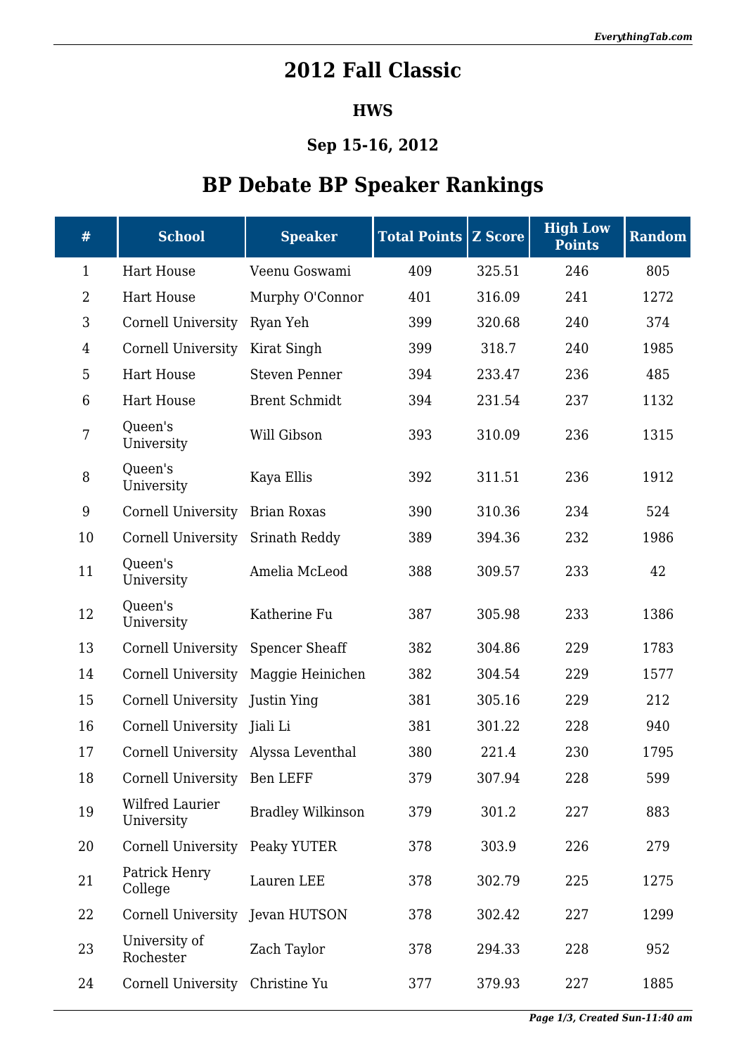# 2012 Fall Classic

### HWS

### Sep 15-16, 2012

## BP Debate BP Speaker Rankings

| # | School | Speaker | Total Points | Z Score | High Low Points | Random |
|---|---|---|---|---|---|---|
| 1 | Hart House | Veenu Goswami | 409 | 325.51 | 246 | 805 |
| 2 | Hart House | Murphy O'Connor | 401 | 316.09 | 241 | 1272 |
| 3 | Cornell University | Ryan Yeh | 399 | 320.68 | 240 | 374 |
| 4 | Cornell University | Kirat Singh | 399 | 318.7 | 240 | 1985 |
| 5 | Hart House | Steven Penner | 394 | 233.47 | 236 | 485 |
| 6 | Hart House | Brent Schmidt | 394 | 231.54 | 237 | 1132 |
| 7 | Queen's University | Will Gibson | 393 | 310.09 | 236 | 1315 |
| 8 | Queen's University | Kaya Ellis | 392 | 311.51 | 236 | 1912 |
| 9 | Cornell University | Brian Roxas | 390 | 310.36 | 234 | 524 |
| 10 | Cornell University | Srinath Reddy | 389 | 394.36 | 232 | 1986 |
| 11 | Queen's University | Amelia McLeod | 388 | 309.57 | 233 | 42 |
| 12 | Queen's University | Katherine Fu | 387 | 305.98 | 233 | 1386 |
| 13 | Cornell University | Spencer Sheaff | 382 | 304.86 | 229 | 1783 |
| 14 | Cornell University | Maggie Heinichen | 382 | 304.54 | 229 | 1577 |
| 15 | Cornell University | Justin Ying | 381 | 305.16 | 229 | 212 |
| 16 | Cornell University | Jiali Li | 381 | 301.22 | 228 | 940 |
| 17 | Cornell University | Alyssa Leventhal | 380 | 221.4 | 230 | 1795 |
| 18 | Cornell University | Ben LEFF | 379 | 307.94 | 228 | 599 |
| 19 | Wilfred Laurier University | Bradley Wilkinson | 379 | 301.2 | 227 | 883 |
| 20 | Cornell University | Peaky YUTER | 378 | 303.9 | 226 | 279 |
| 21 | Patrick Henry College | Lauren LEE | 378 | 302.79 | 225 | 1275 |
| 22 | Cornell University | Jevan HUTSON | 378 | 302.42 | 227 | 1299 |
| 23 | University of Rochester | Zach Taylor | 378 | 294.33 | 228 | 952 |
| 24 | Cornell University | Christine Yu | 377 | 379.93 | 227 | 1885 |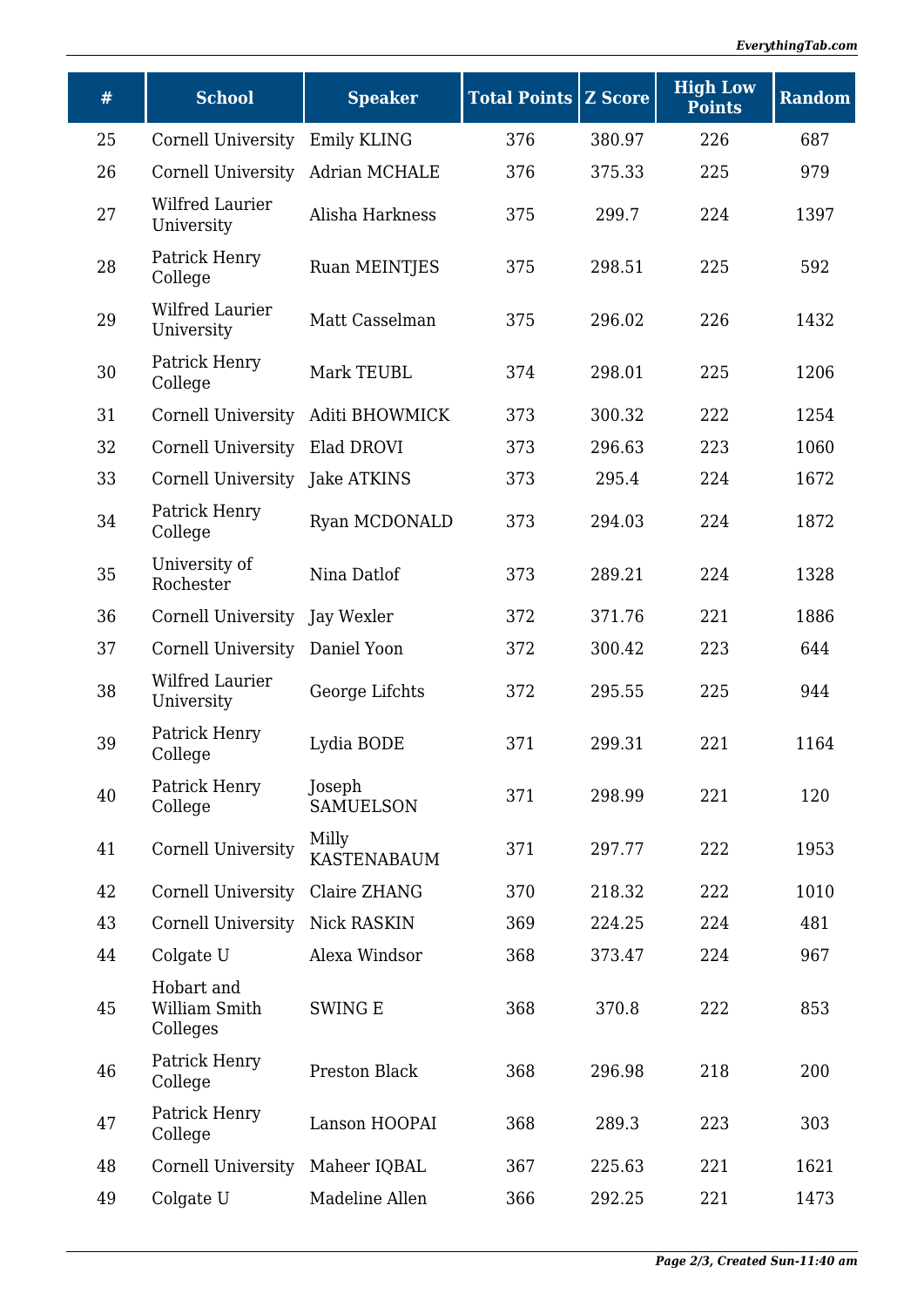| # | School | Speaker | Total Points | Z Score | High Low Points | Random |
|---|---|---|---|---|---|---|
| 25 | Cornell University | Emily KLING | 376 | 380.97 | 226 | 687 |
| 26 | Cornell University | Adrian MCHALE | 376 | 375.33 | 225 | 979 |
| 27 | Wilfred Laurier University | Alisha Harkness | 375 | 299.7 | 224 | 1397 |
| 28 | Patrick Henry College | Ruan MEINTJES | 375 | 298.51 | 225 | 592 |
| 29 | Wilfred Laurier University | Matt Casselman | 375 | 296.02 | 226 | 1432 |
| 30 | Patrick Henry College | Mark TEUBL | 374 | 298.01 | 225 | 1206 |
| 31 | Cornell University | Aditi BHOWMICK | 373 | 300.32 | 222 | 1254 |
| 32 | Cornell University | Elad DROVI | 373 | 296.63 | 223 | 1060 |
| 33 | Cornell University | Jake ATKINS | 373 | 295.4 | 224 | 1672 |
| 34 | Patrick Henry College | Ryan MCDONALD | 373 | 294.03 | 224 | 1872 |
| 35 | University of Rochester | Nina Datlof | 373 | 289.21 | 224 | 1328 |
| 36 | Cornell University | Jay Wexler | 372 | 371.76 | 221 | 1886 |
| 37 | Cornell University | Daniel Yoon | 372 | 300.42 | 223 | 644 |
| 38 | Wilfred Laurier University | George Lifchts | 372 | 295.55 | 225 | 944 |
| 39 | Patrick Henry College | Lydia BODE | 371 | 299.31 | 221 | 1164 |
| 40 | Patrick Henry College | Joseph SAMUELSON | 371 | 298.99 | 221 | 120 |
| 41 | Cornell University | Milly KASTENABAUM | 371 | 297.77 | 222 | 1953 |
| 42 | Cornell University | Claire ZHANG | 370 | 218.32 | 222 | 1010 |
| 43 | Cornell University | Nick RASKIN | 369 | 224.25 | 224 | 481 |
| 44 | Colgate U | Alexa Windsor | 368 | 373.47 | 224 | 967 |
| 45 | Hobart and William Smith Colleges | SWING E | 368 | 370.8 | 222 | 853 |
| 46 | Patrick Henry College | Preston Black | 368 | 296.98 | 218 | 200 |
| 47 | Patrick Henry College | Lanson HOOPAI | 368 | 289.3 | 223 | 303 |
| 48 | Cornell University | Maheer IQBAL | 367 | 225.63 | 221 | 1621 |
| 49 | Colgate U | Madeline Allen | 366 | 292.25 | 221 | 1473 |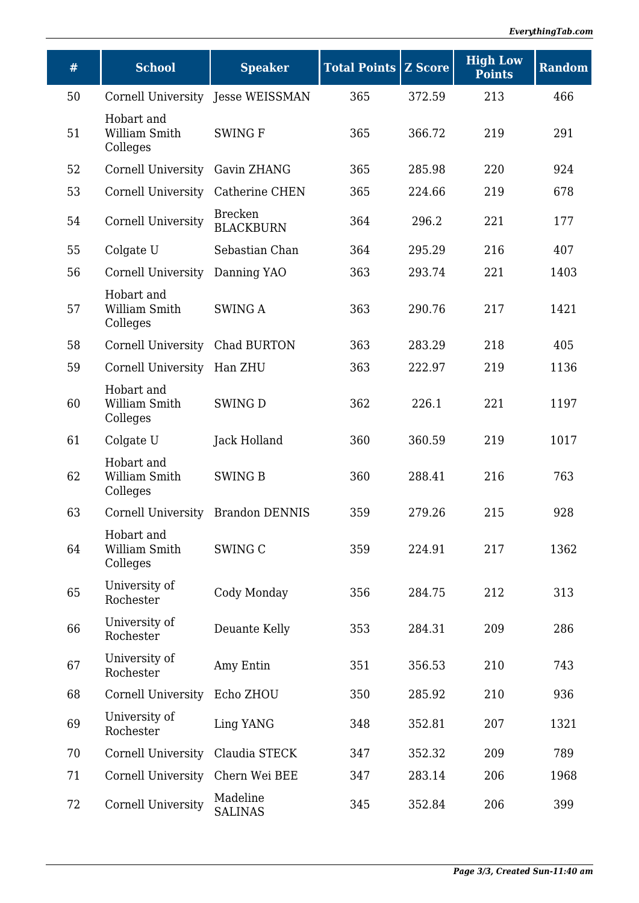| # | School | Speaker | Total Points | Z Score | High Low Points | Random |
|---|---|---|---|---|---|---|
| 50 | Cornell University | Jesse WEISSMAN | 365 | 372.59 | 213 | 466 |
| 51 | Hobart and William Smith Colleges | SWING F | 365 | 366.72 | 219 | 291 |
| 52 | Cornell University | Gavin ZHANG | 365 | 285.98 | 220 | 924 |
| 53 | Cornell University | Catherine CHEN | 365 | 224.66 | 219 | 678 |
| 54 | Cornell University | Brecken BLACKBURN | 364 | 296.2 | 221 | 177 |
| 55 | Colgate U | Sebastian Chan | 364 | 295.29 | 216 | 407 |
| 56 | Cornell University | Danning YAO | 363 | 293.74 | 221 | 1403 |
| 57 | Hobart and William Smith Colleges | SWING A | 363 | 290.76 | 217 | 1421 |
| 58 | Cornell University | Chad BURTON | 363 | 283.29 | 218 | 405 |
| 59 | Cornell University | Han ZHU | 363 | 222.97 | 219 | 1136 |
| 60 | Hobart and William Smith Colleges | SWING D | 362 | 226.1 | 221 | 1197 |
| 61 | Colgate U | Jack Holland | 360 | 360.59 | 219 | 1017 |
| 62 | Hobart and William Smith Colleges | SWING B | 360 | 288.41 | 216 | 763 |
| 63 | Cornell University | Brandon DENNIS | 359 | 279.26 | 215 | 928 |
| 64 | Hobart and William Smith Colleges | SWING C | 359 | 224.91 | 217 | 1362 |
| 65 | University of Rochester | Cody Monday | 356 | 284.75 | 212 | 313 |
| 66 | University of Rochester | Deuante Kelly | 353 | 284.31 | 209 | 286 |
| 67 | University of Rochester | Amy Entin | 351 | 356.53 | 210 | 743 |
| 68 | Cornell University | Echo ZHOU | 350 | 285.92 | 210 | 936 |
| 69 | University of Rochester | Ling YANG | 348 | 352.81 | 207 | 1321 |
| 70 | Cornell University | Claudia STECK | 347 | 352.32 | 209 | 789 |
| 71 | Cornell University | Chern Wei BEE | 347 | 283.14 | 206 | 1968 |
| 72 | Cornell University | Madeline SALINAS | 345 | 352.84 | 206 | 399 |